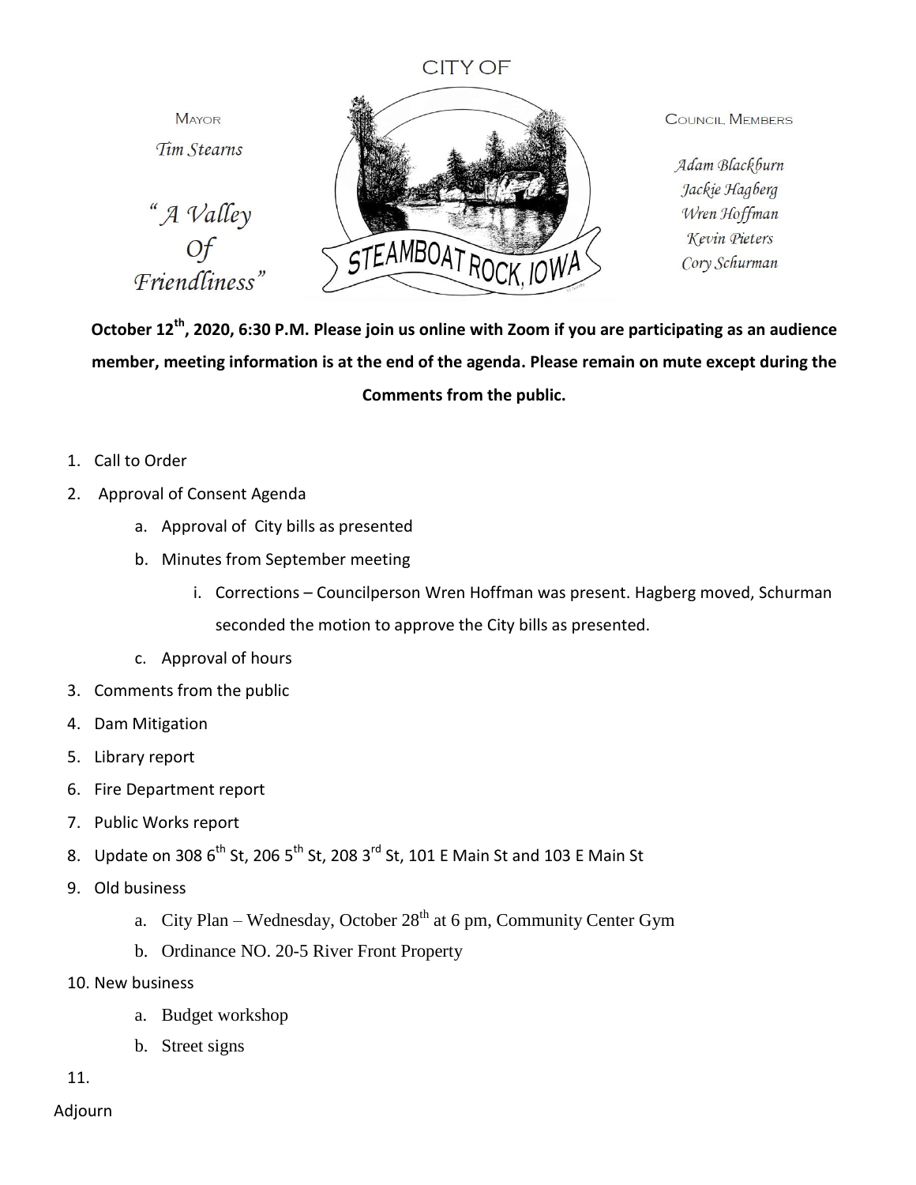CITY OF

MAYOR

*Tim Stearns*

*" A Valley Of Friendliness"*

STEAMBOAT ROCK, IOWA

COUNCIL MEMBERS

*Adam Blackburn*
*Jackie Hagberg*
*Wren Hoffman*
*Kevin Pieters*
*Cory Schurman*

**October 12th, 2020, 6:30 P.M. Please join us online with Zoom if you are participating as an audience member, meeting information is at the end of the agenda. Please remain on mute except during the Comments from the public.**

1. Call to Order
2. Approval of Consent Agenda
   a. Approval of City bills as presented
   b. Minutes from September meeting
      i. Corrections – Councilperson Wren Hoffman was present. Hagberg moved, Schurman seconded the motion to approve the City bills as presented.
   c. Approval of hours
3. Comments from the public
4. Dam Mitigation
5. Library report
6. Fire Department report
7. Public Works report
8. Update on 308 6th St, 206 5th St, 208 3rd St, 101 E Main St and 103 E Main St
9. Old business
   a. City Plan – Wednesday, October 28th at 6 pm, Community Center Gym
   b. Ordinance NO. 20-5 River Front Property
10. New business
    a. Budget workshop
    b. Street signs
11.

Adjourn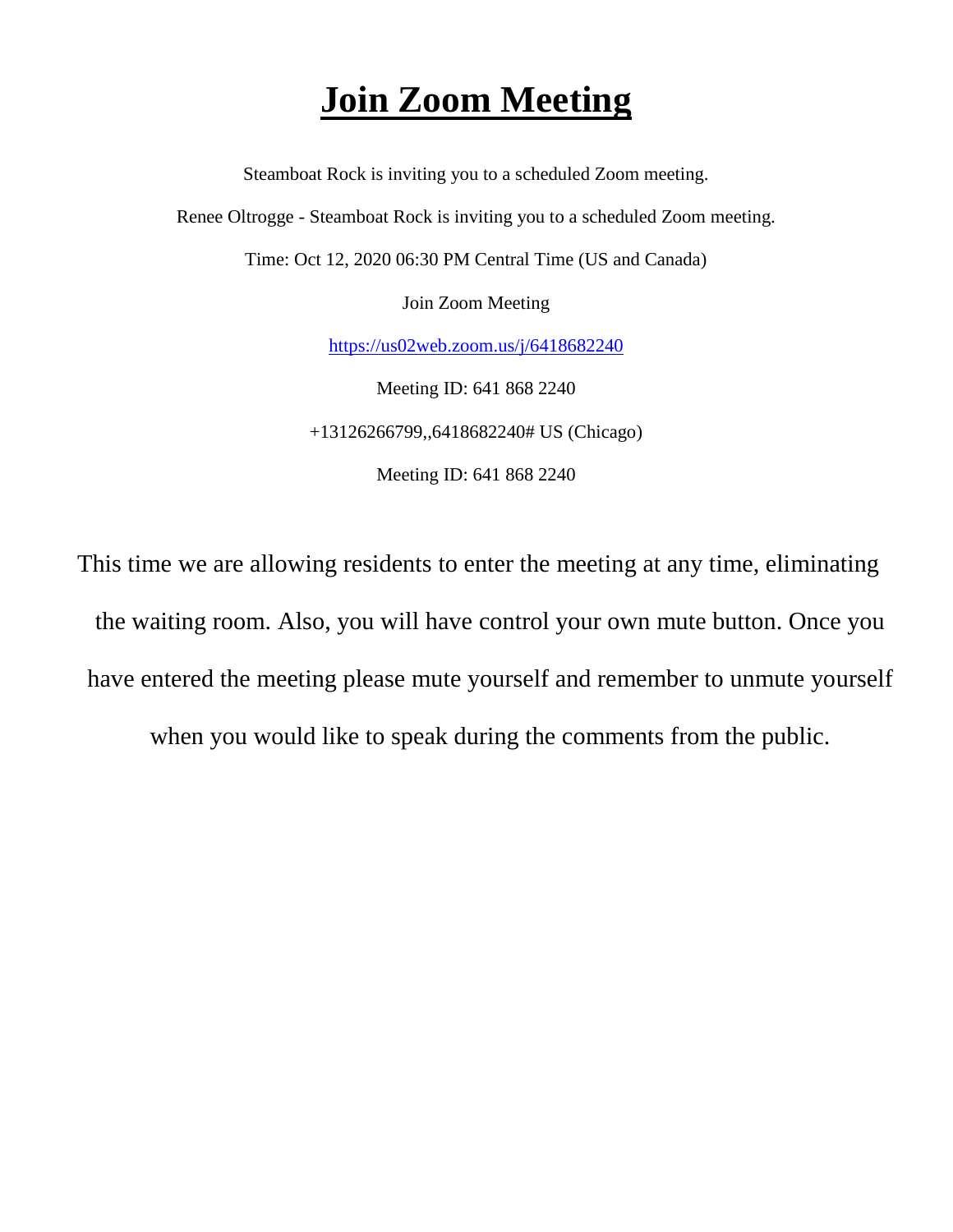# Join Zoom Meeting

Steamboat Rock is inviting you to a scheduled Zoom meeting.

Renee Oltrogge - Steamboat Rock is inviting you to a scheduled Zoom meeting.

Time: Oct 12, 2020 06:30 PM Central Time (US and Canada)

Join Zoom Meeting

https://us02web.zoom.us/j/6418682240

Meeting ID: 641 868 2240

+13126266799,,6418682240# US (Chicago)

Meeting ID: 641 868 2240

This time we are allowing residents to enter the meeting at any time, eliminating the waiting room. Also, you will have control your own mute button. Once you have entered the meeting please mute yourself and remember to unmute yourself when you would like to speak during the comments from the public.